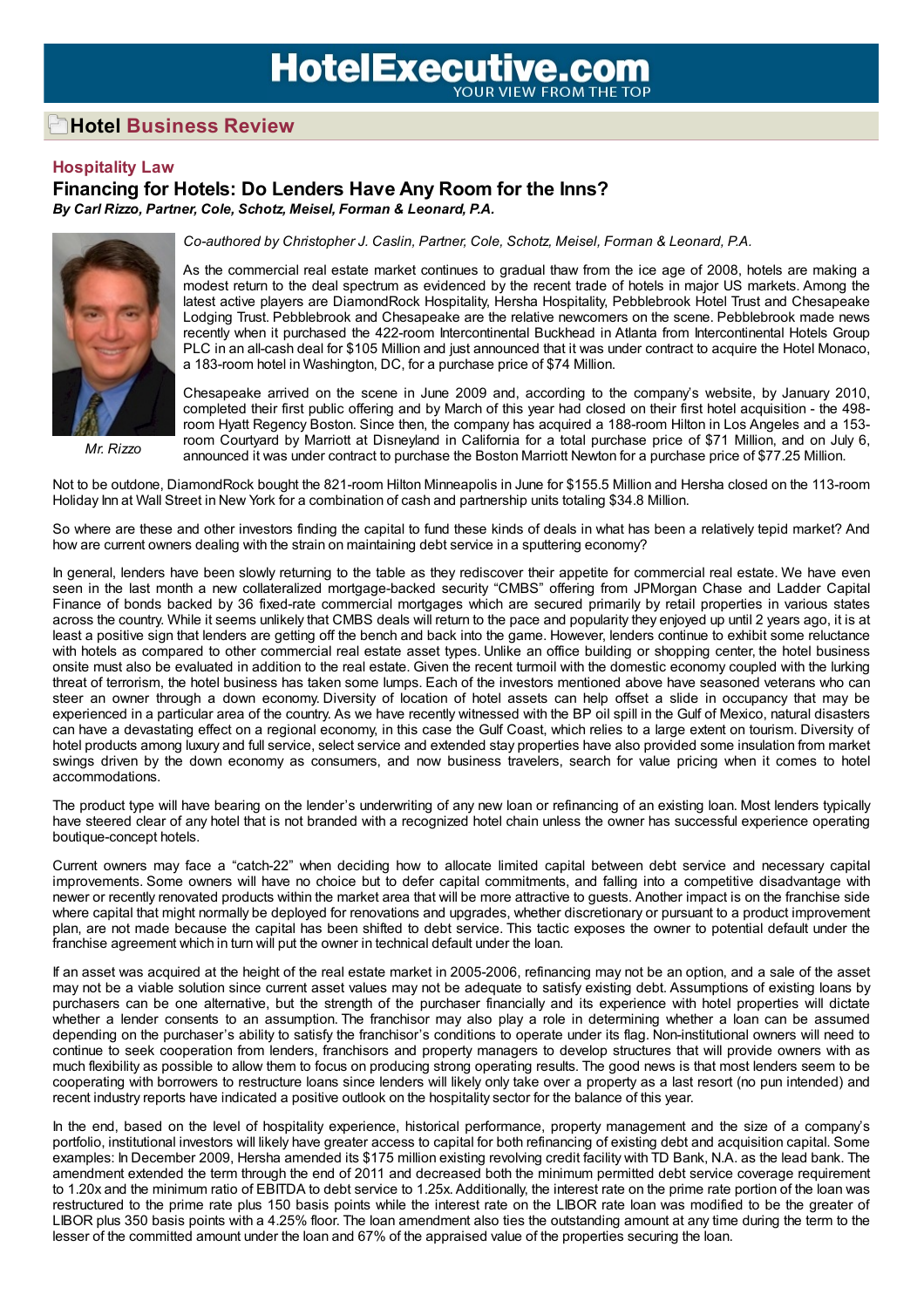# Hotel Business Review

## Hospitality Law

### Financing for Hotels: Do Lenders Have Any Room for the Inns?

***By Carl Rizzo, Partner, Cole, Schotz, Meisel, Forman & Leonard, P.A.***

Mr. Rizzo

*Co-authored by Christopher J. Caslin, Partner, Cole, Schotz, Meisel, Forman & Leonard, P.A.*

As the commercial real estate market continues to gradual thaw from the ice age of 2008, hotels are making a modest return to the deal spectrum as evidenced by the recent trade of hotels in major US markets. Among the latest active players are DiamondRock Hospitality, Hersha Hospitality, Pebblebrook Hotel Trust and Chesapeake Lodging Trust. Pebblebrook and Chesapeake are the relative newcomers on the scene. Pebblebrook made news recently when it purchased the 422-room Intercontinental Buckhead in Atlanta from Intercontinental Hotels Group PLC in an all-cash deal for $105 Million and just announced that it was under contract to acquire the Hotel Monaco, a 183-room hotel in Washington, DC, for a purchase price of $74 Million.

Chesapeake arrived on the scene in June 2009 and, according to the company's website, by January 2010, completed their first public offering and by March of this year had closed on their first hotel acquisition - the 498-room Hyatt Regency Boston. Since then, the company has acquired a 188-room Hilton in Los Angeles and a 153-room Courtyard by Marriott at Disneyland in California for a total purchase price of $71 Million, and on July 6, announced it was under contract to purchase the Boston Marriott Newton for a purchase price of $77.25 Million.

Not to be outdone, DiamondRock bought the 821-room Hilton Minneapolis in June for $155.5 Million and Hersha closed on the 113-room Holiday Inn at Wall Street in New York for a combination of cash and partnership units totaling $34.8 Million.

So where are these and other investors finding the capital to fund these kinds of deals in what has been a relatively tepid market? And how are current owners dealing with the strain on maintaining debt service in a sputtering economy?

In general, lenders have been slowly returning to the table as they rediscover their appetite for commercial real estate. We have even seen in the last month a new collateralized mortgage-backed security "CMBS" offering from JPMorgan Chase and Ladder Capital Finance of bonds backed by 36 fixed-rate commercial mortgages which are secured primarily by retail properties in various states across the country. While it seems unlikely that CMBS deals will return to the pace and popularity they enjoyed up until 2 years ago, it is at least a positive sign that lenders are getting off the bench and back into the game. However, lenders continue to exhibit some reluctance with hotels as compared to other commercial real estate asset types. Unlike an office building or shopping center, the hotel business onsite must also be evaluated in addition to the real estate. Given the recent turmoil with the domestic economy coupled with the lurking threat of terrorism, the hotel business has taken some lumps. Each of the investors mentioned above have seasoned veterans who can steer an owner through a down economy. Diversity of location of hotel assets can help offset a slide in occupancy that may be experienced in a particular area of the country. As we have recently witnessed with the BP oil spill in the Gulf of Mexico, natural disasters can have a devastating effect on a regional economy, in this case the Gulf Coast, which relies to a large extent on tourism. Diversity of hotel products among luxury and full service, select service and extended stay properties have also provided some insulation from market swings driven by the down economy as consumers, and now business travelers, search for value pricing when it comes to hotel accommodations.

The product type will have bearing on the lender's underwriting of any new loan or refinancing of an existing loan. Most lenders typically have steered clear of any hotel that is not branded with a recognized hotel chain unless the owner has successful experience operating boutique-concept hotels.

Current owners may face a "catch-22" when deciding how to allocate limited capital between debt service and necessary capital improvements. Some owners will have no choice but to defer capital commitments, and falling into a competitive disadvantage with newer or recently renovated products within the market area that will be more attractive to guests. Another impact is on the franchise side where capital that might normally be deployed for renovations and upgrades, whether discretionary or pursuant to a product improvement plan, are not made because the capital has been shifted to debt service. This tactic exposes the owner to potential default under the franchise agreement which in turn will put the owner in technical default under the loan.

If an asset was acquired at the height of the real estate market in 2005-2006, refinancing may not be an option, and a sale of the asset may not be a viable solution since current asset values may not be adequate to satisfy existing debt. Assumptions of existing loans by purchasers can be one alternative, but the strength of the purchaser financially and its experience with hotel properties will dictate whether a lender consents to an assumption. The franchisor may also play a role in determining whether a loan can be assumed depending on the purchaser's ability to satisfy the franchisor's conditions to operate under its flag. Non-institutional owners will need to continue to seek cooperation from lenders, franchisors and property managers to develop structures that will provide owners with as much flexibility as possible to allow them to focus on producing strong operating results. The good news is that most lenders seem to be cooperating with borrowers to restructure loans since lenders will likely only take over a property as a last resort (no pun intended) and recent industry reports have indicated a positive outlook on the hospitality sector for the balance of this year.

In the end, based on the level of hospitality experience, historical performance, property management and the size of a company's portfolio, institutional investors will likely have greater access to capital for both refinancing of existing debt and acquisition capital. Some examples: In December 2009, Hersha amended its $175 million existing revolving credit facility with TD Bank, N.A. as the lead bank. The amendment extended the term through the end of 2011 and decreased both the minimum permitted debt service coverage requirement to 1.20x and the minimum ratio of EBITDA to debt service to 1.25x. Additionally, the interest rate on the prime rate portion of the loan was restructured to the prime rate plus 150 basis points while the interest rate on the LIBOR rate loan was modified to be the greater of LIBOR plus 350 basis points with a 4.25% floor. The loan amendment also ties the outstanding amount at any time during the term to the lesser of the committed amount under the loan and 67% of the appraised value of the properties securing the loan.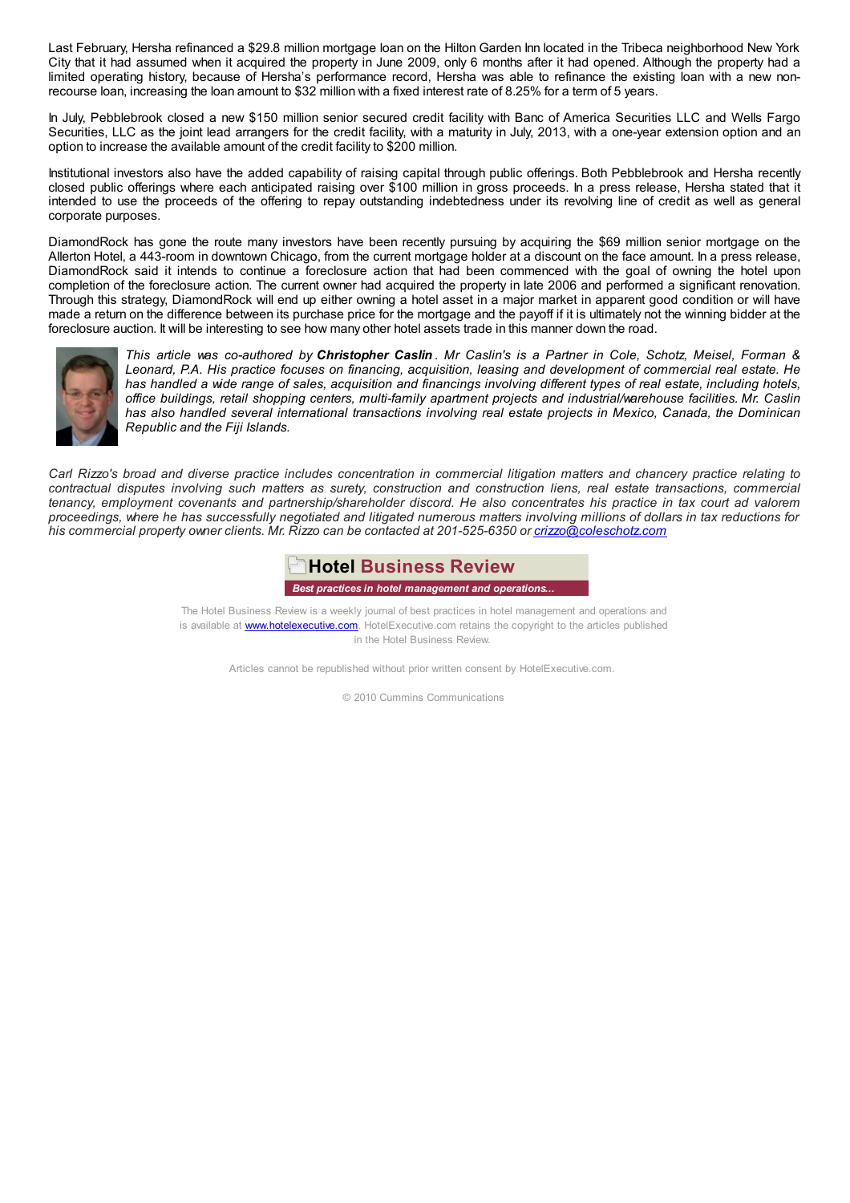Last February, Hersha refinanced a $29.8 million mortgage loan on the Hilton Garden Inn located in the Tribeca neighborhood New York City that it had assumed when it acquired the property in June 2009, only 6 months after it had opened. Although the property had a limited operating history, because of Hersha's performance record, Hersha was able to refinance the existing loan with a new non-recourse loan, increasing the loan amount to $32 million with a fixed interest rate of 8.25% for a term of 5 years.

In July, Pebblebrook closed a new $150 million senior secured credit facility with Banc of America Securities LLC and Wells Fargo Securities, LLC as the joint lead arrangers for the credit facility, with a maturity in July, 2013, with a one-year extension option and an option to increase the available amount of the credit facility to $200 million.

Institutional investors also have the added capability of raising capital through public offerings. Both Pebblebrook and Hersha recently closed public offerings where each anticipated raising over $100 million in gross proceeds. In a press release, Hersha stated that it intended to use the proceeds of the offering to repay outstanding indebtedness under its revolving line of credit as well as general corporate purposes.

DiamondRock has gone the route many investors have been recently pursuing by acquiring the $69 million senior mortgage on the Allerton Hotel, a 443-room in downtown Chicago, from the current mortgage holder at a discount on the face amount. In a press release, DiamondRock said it intends to continue a foreclosure action that had been commenced with the goal of owning the hotel upon completion of the foreclosure action. The current owner had acquired the property in late 2006 and performed a significant renovation. Through this strategy, DiamondRock will end up either owning a hotel asset in a major market in apparent good condition or will have made a return on the difference between its purchase price for the mortgage and the payoff if it is ultimately not the winning bidder at the foreclosure auction. It will be interesting to see how many other hotel assets trade in this manner down the road.

*This article was co-authored by **Christopher Caslin**. Mr Caslin's is a Partner in Cole, Schotz, Meisel, Forman & Leonard, P.A. His practice focuses on financing, acquisition, leasing and development of commercial real estate. He has handled a wide range of sales, acquisition and financings involving different types of real estate, including hotels, office buildings, retail shopping centers, multi-family apartment projects and industrial/warehouse facilities. Mr. Caslin has also handled several international transactions involving real estate projects in Mexico, Canada, the Dominican Republic and the Fiji Islands.*

*Carl Rizzo's broad and diverse practice includes concentration in commercial litigation matters and chancery practice relating to contractual disputes involving such matters as surety, construction and construction liens, real estate transactions, commercial tenancy, employment covenants and partnership/shareholder discord. He also concentrates his practice in tax court ad valorem proceedings, where he has successfully negotiated and litigated numerous matters involving millions of dollars in tax reductions for his commercial property owner clients. Mr. Rizzo can be contacted at 201-525-6350 or crizzo@coleschotz.com*

**Hotel Business Review**

***Best practices in hotel management and operations...***

The Hotel Business Review is a weekly journal of best practices in hotel management and operations and is available at www.hotelexecutive.com. HotelExecutive.com retains the copyright to the articles published in the Hotel Business Review.

Articles cannot be republished without prior written consent by HotelExecutive.com.

© 2010 Cummins Communications